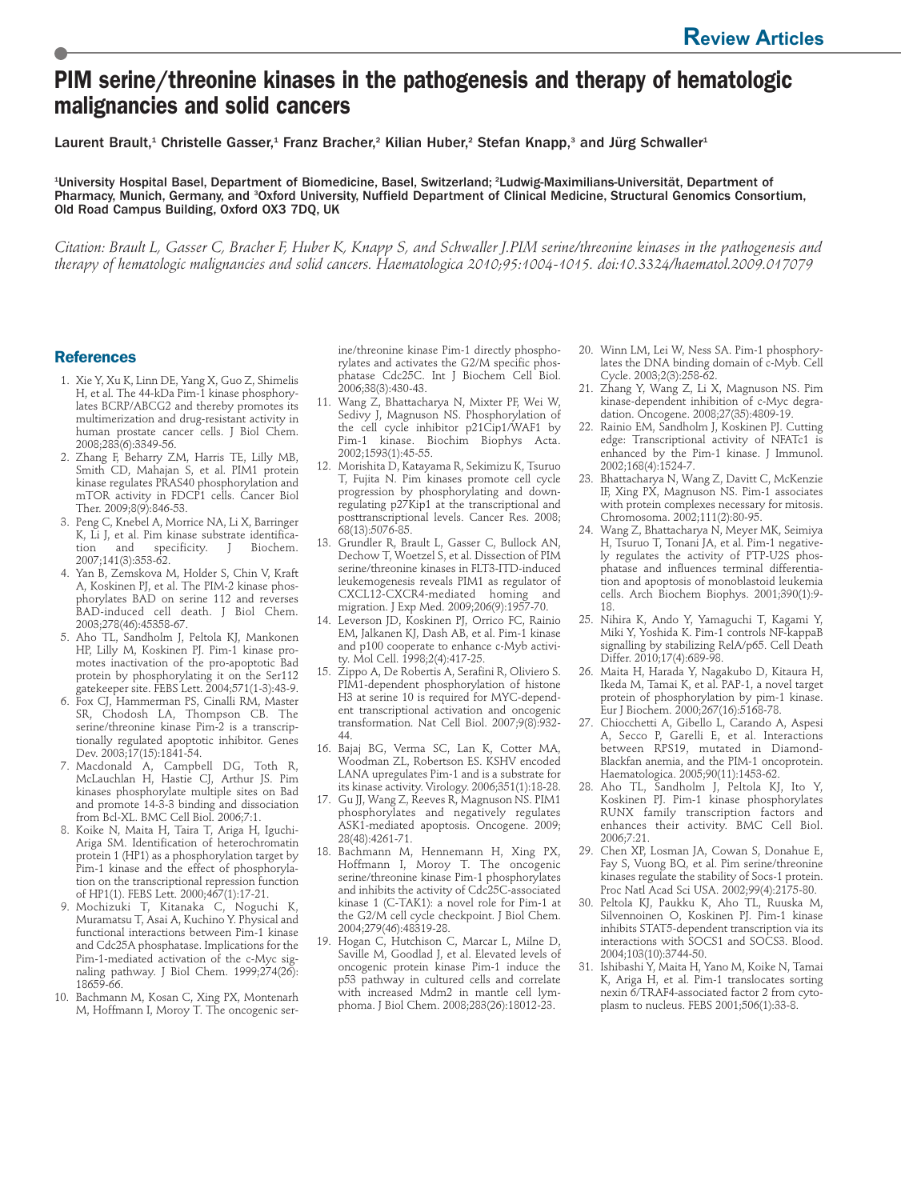# PIM serine/threonine kinases in the pathogenesis and therapy of hematologic malignancies and solid cancers

Laurent Brault,[1] Christelle Gasser,[1] Franz Bracher,[2] Kilian Huber,[2] Stefan Knapp,[3] and Jürg Schwaller[1]

[1]University Hospital Basel, Department of Biomedicine, Basel, Switzerland; [2]Ludwig-Maximilians-Universität, Department of Pharmacy, Munich, Germany, and [3]Oxford University, Nuffield Department of Clinical Medicine, Structural Genomics Consortium, Old Road Campus Building, Oxford OX3 7DQ, UK

*Citation: Brault L, Gasser C, Bracher F, Huber K, Knapp S, and Schwaller J.PIM serine/threonine kinases in the pathogenesis and therapy of hematologic malignancies and solid cancers. Haematologica 2010;95:1004-1015. doi:10.3324/haematol.2009.017079*

## References

1. Xie Y, Xu K, Linn DE, Yang X, Guo Z, Shimelis H, et al. The 44-kDa Pim-1 kinase phosphorylates BCRP/ABCG2 and thereby promotes its multimerization and drug-resistant activity in human prostate cancer cells. J Biol Chem. 2008;283(6):3349-56.
2. Zhang F, Beharry ZM, Harris TE, Lilly MB, Smith CD, Mahajan S, et al. PIM1 protein kinase regulates PRAS40 phosphorylation and mTOR activity in FDCP1 cells. Cancer Biol Ther. 2009;8(9):846-53.
3. Peng C, Knebel A, Morrice NA, Li X, Barringer K, Li J, et al. Pim kinase substrate identification and specificity. J Biochem. 2007;141(3):353-62.
4. Yan B, Zemskova M, Holder S, Chin V, Kraft A, Koskinen PJ, et al. The PIM-2 kinase phosphorylates BAD on serine 112 and reverses BAD-induced cell death. J Biol Chem. 2003;278(46):45358-67.
5. Aho TL, Sandholm J, Peltola KJ, Mankonen HP, Lilly M, Koskinen PJ. Pim-1 kinase promotes inactivation of the pro-apoptotic Bad protein by phosphorylating it on the Ser112 gatekeeper site. FEBS Lett. 2004;571(1-3):43-9.
6. Fox CJ, Hammerman PS, Cinalli RM, Master SR, Chodosh LA, Thompson CB. The serine/threonine kinase Pim-2 is a transcriptionally regulated apoptotic inhibitor. Genes Dev. 2003;17(15):1841-54.
7. Macdonald A, Campbell DG, Toth R, McLauchlan H, Hastie CJ, Arthur JS. Pim kinases phosphorylate multiple sites on Bad and promote 14-3-3 binding and dissociation from Bcl-XL. BMC Cell Biol. 2006;7:1.
8. Koike N, Maita H, Taira T, Ariga H, Iguchi-Ariga SM. Identification of heterochromatin protein 1 (HP1) as a phosphorylation target by Pim-1 kinase and the effect of phosphorylation on the transcriptional repression function of HP1(1). FEBS Lett. 2000;467(1):17-21.
9. Mochizuki T, Kitanaka C, Noguchi K, Muramatsu T, Asai A, Kuchino Y. Physical and functional interactions between Pim-1 kinase and Cdc25A phosphatase. Implications for the Pim-1-mediated activation of the c-Myc signaling pathway. J Biol Chem. 1999;274(26):18659-66.
10. Bachmann M, Kosan C, Xing PX, Montenarh M, Hoffmann I, Moroy T. The oncogenic serine/threonine kinase Pim-1 directly phosphorylates and activates the G2/M specific phosphatase Cdc25C. Int J Biochem Cell Biol. 2006;38(3):430-43.
11. Wang Z, Bhattacharya N, Mixter PF, Wei W, Sedivy J, Magnuson NS. Phosphorylation of the cell cycle inhibitor p21Cip1/WAF1 by Pim-1 kinase. Biochim Biophys Acta. 2002;1593(1):45-55.
12. Morishita D, Katayama R, Sekimizu K, Tsuruo T, Fujita N. Pim kinases promote cell cycle progression by phosphorylating and down-regulating p27Kip1 at the transcriptional and posttranscriptional levels. Cancer Res. 2008;68(13):5076-85.
13. Grundler R, Brault L, Gasser C, Bullock AN, Dechow T, Woetzel S, et al. Dissection of PIM serine/threonine kinases in FLT3-ITD-induced leukemogenesis reveals PIM1 as regulator of CXCL12-CXCR4-mediated homing and migration. J Exp Med. 2009;206(9):1957-70.
14. Leverson JD, Koskinen PJ, Orrico FC, Rainio EM, Jalkanen KJ, Dash AB, et al. Pim-1 kinase and p100 cooperate to enhance c-Myb activity. Mol Cell. 1998;2(4):417-25.
15. Zippo A, De Robertis A, Serafini R, Oliviero S. PIM1-dependent phosphorylation of histone H3 at serine 10 is required for MYC-dependent transcriptional activation and oncogenic transformation. Nat Cell Biol. 2007;9(8):932-44.
16. Bajaj BG, Verma SC, Lan K, Cotter MA, Woodman ZL, Robertson ES. KSHV encoded LANA upregulates Pim-1 and is a substrate for its kinase activity. Virology. 2006;351(1):18-28.
17. Gu JJ, Wang Z, Reeves R, Magnuson NS. PIM1 phosphorylates and negatively regulates ASK1-mediated apoptosis. Oncogene. 2009;28(48):4261-71.
18. Bachmann M, Hennemann H, Xing PX, Hoffmann I, Moroy T. The oncogenic serine/threonine kinase Pim-1 phosphorylates and inhibits the activity of Cdc25C-associated kinase 1 (C-TAK1): a novel role for Pim-1 at the G2/M cell cycle checkpoint. J Biol Chem. 2004;279(46):48319-28.
19. Hogan C, Hutchison C, Marcar L, Milne D, Saville M, Goodlad J, et al. Elevated levels of oncogenic protein kinase Pim-1 induce the p53 pathway in cultured cells and correlate with increased Mdm2 in mantle cell lymphoma. J Biol Chem. 2008;283(26):18012-23.
20. Winn LM, Lei W, Ness SA. Pim-1 phosphorylates the DNA binding domain of c-Myb. Cell Cycle. 2003;2(3):258-62.
21. Zhang Y, Wang Z, Li X, Magnuson NS. Pim kinase-dependent inhibition of c-Myc degradation. Oncogene. 2008;27(35):4809-19.
22. Rainio EM, Sandholm J, Koskinen PJ. Cutting edge: Transcriptional activity of NFATc1 is enhanced by the Pim-1 kinase. J Immunol. 2002;168(4):1524-7.
23. Bhattacharya N, Wang Z, Davitt C, McKenzie IF, Xing PX, Magnuson NS. Pim-1 associates with protein complexes necessary for mitosis. Chromosoma. 2002;111(2):80-95.
24. Wang Z, Bhattacharya N, Meyer MK, Seimiya H, Tsuruo T, Tonani JA, et al. Pim-1 negatively regulates the activity of PTP-U2S phosphatase and influences terminal differentiation and apoptosis of monoblastoid leukemia cells. Arch Biochem Biophys. 2001;390(1):9-18.
25. Nihira K, Ando Y, Yamaguchi T, Kagami Y, Miki Y, Yoshida K. Pim-1 controls NF-kappaB signalling by stabilizing RelA/p65. Cell Death Differ. 2010;17(4):689-98.
26. Maita H, Harada Y, Nagakubo D, Kitaura H, Ikeda M, Tamai K, et al. PAP-1, a novel target protein of phosphorylation by pim-1 kinase. Eur J Biochem. 2000;267(16):5168-78.
27. Chiocchetti A, Gibello L, Carando A, Aspesi A, Secco P, Garelli E, et al. Interactions between RPS19, mutated in Diamond-Blackfan anemia, and the PIM-1 oncoprotein. Haematologica. 2005;90(11):1453-62.
28. Aho TL, Sandholm J, Peltola KJ, Ito Y, Koskinen PJ. Pim-1 kinase phosphorylates RUNX family transcription factors and enhances their activity. BMC Cell Biol. 2006;7:21.
29. Chen XP, Losman JA, Cowan S, Donahue E, Fay S, Vuong BQ, et al. Pim serine/threonine kinases regulate the stability of Socs-1 protein. Proc Natl Acad Sci USA. 2002;99(4):2175-80.
30. Peltola KJ, Paukku K, Aho TL, Ruuska M, Silvennoinen O, Koskinen PJ. Pim-1 kinase inhibits STAT5-dependent transcription via its interactions with SOCS1 and SOCS3. Blood. 2004;103(10):3744-50.
31. Ishibashi Y, Maita H, Yano M, Koike N, Tamai K, Ariga H, et al. Pim-1 translocates sorting nexin 6/TRAF4-associated factor 2 from cytoplasm to nucleus. FEBS 2001;506(1):33-8.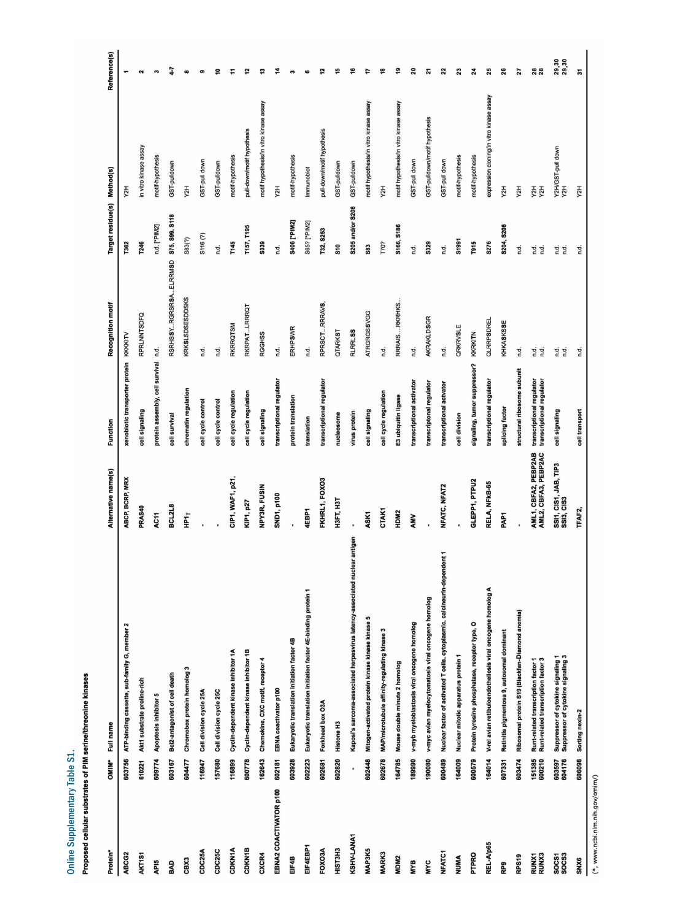## Online Supplementary Table S1.

**Proposed cellular substrates of PIM serine/threonine kinases**

| Protein* | OMIM* | Full name | Alternative name(s) | Function | Recognition motif | Target residue(s) | Method(s) | Reference(s) |
|---|---|---|---|---|---|---|---|---|
| **ABCG2** | 603756 | ATP-binding cassette, sub-family G, member 2 | ABCP, BCRP, MRX | xenobiotic transporter protein | KKKITV | T362 | Y2H | 1 |
| **AKT1S1** | 610221 | Akt1 substrate proline-rich | PRAS40 | cell signaling | RPRLNNTSDFQ | T246 | in vitro kinase assay | 2 |
| **API5** | 609774 | Apoptosis inhibitor 5 | AC11 | protein assembly, cell survival | n.d. | n.d. [*PIM2] | motif-hypothesis | 3 |
| **BAD** | 603167 | Bcl2-antagonist of cell death | BCL2L8 | cell survival | RSRHSSY...RGRSRSA...ELRRMSD | S75, S99, S118 | GST-pulldown | 4-7 |
| **CBX3** | 604477 | Chromobox protein homolog 3 | HP1γ | chromatin regulation | KRKSLSDSESDDSKS | S83(?) | Y2H | 8 |
| **CDC25A** | 116947 | Cell division cycle 25A | - | cell cycle control | n.d. | S116 (?) | GST-pull down | 9 |
| **CDC25C** | 157680 | Cell division cycle 25C | - | cell cycle control | n.d. | n.d. | GST-pulldown | 10 |
| **CDKN1A** | 116899 | Cyclin-dependent kinase inhibitor 1A | CIP1, WAF1, p21, | cell cycle regulation | RKRRQTSM | T145 | motif-hypothesis | 11 |
| **CDKN1B** | 600778 | Cyclin-dependent kinase inhibitor 1B | KIP1, p27 | cell cycle regulation | RKRPAT...LRRRQT | T157, T195 | pull-down/motif hypothesis | 12 |
| **CXCR4** | 162643 | Chemokine, CXC motif, receptor 4 | NPY3R, FUSIN | cell signaling | RGGHSS | S339 | motif hypothesis/in vitro kinase assay | 13 |
| **EBNA2 COACTIVATOR p100** | 602181 | EBNA coactivator p100 | SND1, p100 | transcriptional regulator | n.d. | n.d. | Y2H | 14 |
| **EIF4B** | 603928 | Eukaryotic translation initiation factor 4B | - | protein translation | ERHPSWR | S406 [*PIM2] | motif-hypothesis | 3 |
| **EIF4EBP1** | 602223 | Eukaryotic translation initiation factor 4E-binding protein 1 | 4EBP1 | translation | n.d. | S65? [*PIM2] | Immunoblot | 6 |
| **FOXO3A** | 602681 | Forkhead box O3A | FKHRL1, FOXO3 | transcriptional regulator | RPRSCT...RRRAVS, | T32, S253 | pull-down/motif hypothesis | 12 |
| **HIST3H3** | 602820 | Histone H3 | H3FT, H3T | nucleosome | QTARKST | S10 | GST-pulldown | 15 |
| **KSHV-LANA1** | - | Kaposi's sarcoma-associated herpesvirus latency-associated nuclear antigen | - | virus protein | RLRRLSS | S205 and/or S206 | GST-pulldown | 16 |
| **MAP3K5** | 602448 | Mitogen-activated protein kinase kinase kinase 5 | ASK1 | cell signaling | ATRGRSSVGG | S83 | motif hypothesis/in vitro kinase assay | 17 |
| **MARK3** | 602678 | MAP/microtubule affinity-regulating kinase 3 | CTAK1 | cell cycle regulation | n.d. | T70? | Y2H | 18 |
| **MDM2** | 164785 | Mouse double minute 2 homolog | HDM2 | E3 ubiquitin ligase | RRRAIS....RKRHKS... | S166, S186 | motif hypothesis/in vitro kinase assay | 19 |
| **MYB** | 189990 | v-myb myeloblastosis viral oncogene homolog | AMV | transcriptional activator | n.d. | n.d. | GST-pull down | 20 |
| **MYC** | 190080 | v-myc avian myelocytomatosis viral oncogene homolog | - | transcriptional regulator | AKRAKLDSGR | S329 | GST-pulldown/motif hypothesis | 21 |
| **NFATC1** | 600489 | Nuclear factor of activated T cells, cytoplasmic, calcineurin-dependent 1 | NFATC, NFAT2 | transcriptional actvator | n.d. | n.d. | GST-pull down | 22 |
| **NUMA** | 164009 | Nuclear mitotic apparatus protein 1 | - | cell division | QRKRVSLE | S1991 | motif-hypothesis | 23 |
| **PTPRO** | 600579 | Protein tyrosine phosphatase, receptor type, O | GLEPP1, PTPU2 | signaling, tumor suppressor? | KKRKITN | T915 | motif-hypothesis | 24 |
| **REL-A/p65** | 164014 | V-rel avian reticuloendotheliosis viral oncogene homolog A | RELA, NFkB-65 | transcriptional regulator | QLRRPSDREL | S276 | expression cloning/in vitro kinase assay | 25 |
| **RP9** | 607331 | Retinitis pigmentosa 9, autosomal dominant | PAP1 | splicing factor | KHKASKSSE | S204, S206 | Y2H | 26 |
| **RPS19** | 603474 | Ribosomal protein S19 (Blackfan-Diamond anemia) | - | structural ribosome subunit | n.d. | n.d. | Y2H | 27 |
| **RUNX1**<br>**RUNX3** | 151385<br>600210 | Runt-related transcription factor 1<br>Runt-related transcription factor 3 | AML1, CBFA2, PEBP2AB<br>AML2, CBFA3, PEBP2AC | transcriptional regulator<br>transcriptional regulator | n.d.<br>n.d. | n.d.<br>n.d. | Y2H<br>Y2H | 28<br>28 |
| **SOCS1**<br>**SOCS3** | 603597<br>604176 | Suppressor of cytokine signaling 1<br>Suppressor of cytokine signaling 3 | SSI1, CIS1, JAB, TIP3<br>SSI3, CIS3 | cell signaling | n.d.<br>n.d. | n.d.<br>n.d. | Y2H/GST-pull down<br>Y2H | 29,30<br>29,30 |
| **SNX6** | 606098 | Sorting nexin-2 | TFAF2, | cell transport | n.d. | n.d. | Y2H | 31 |

(*, www.ncbi.nlm.nih.gov/omim/)